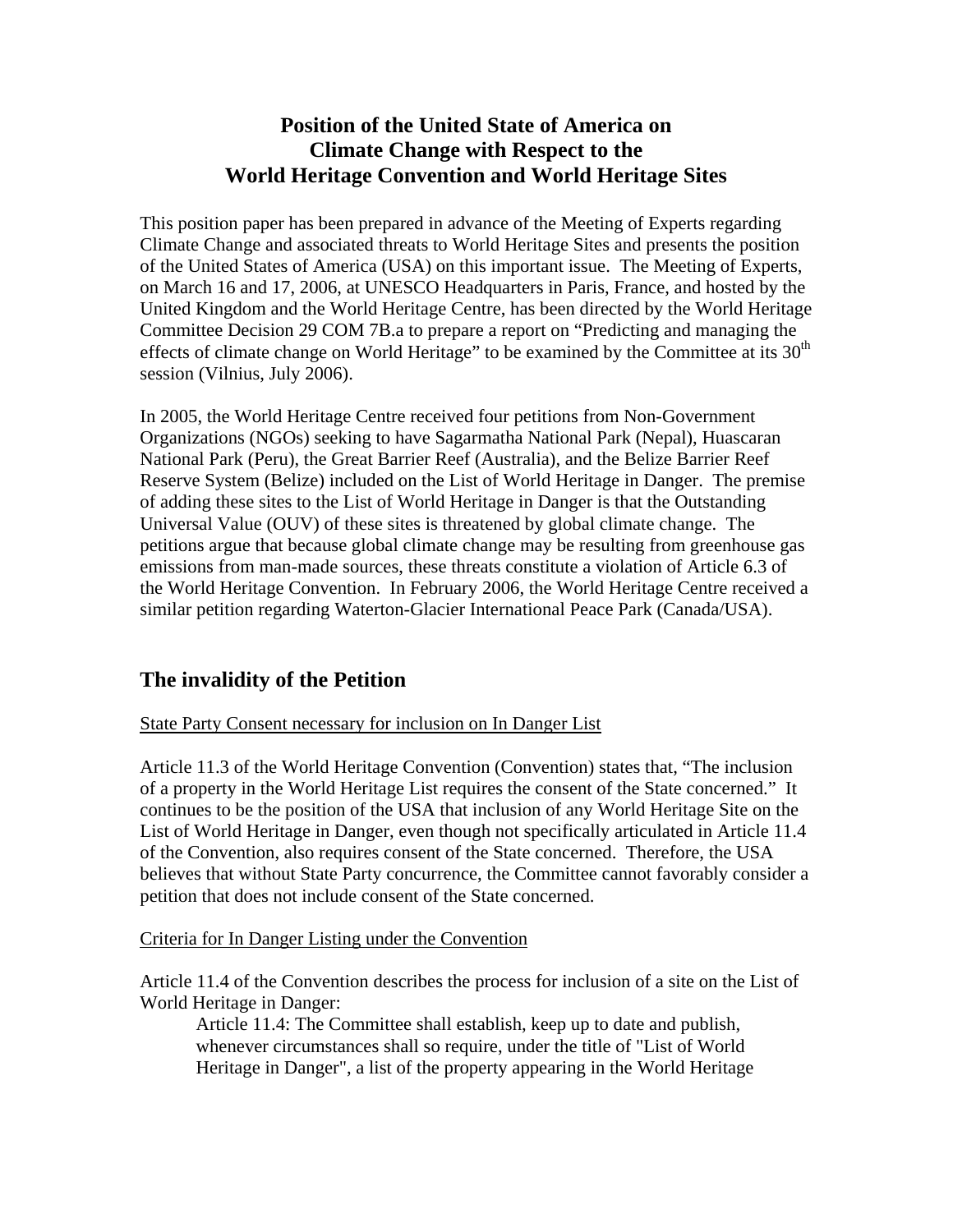# Position of the United State of America on Climate Change with Respect to the World Heritage Convention and World Heritage Sites

This position paper has been prepared in advance of the Meeting of Experts regarding Climate Change and associated threats to World Heritage Sites and presents the position of the United States of America (USA) on this important issue. The Meeting of Experts, on March 16 and 17, 2006, at UNESCO Headquarters in Paris, France, and hosted by the United Kingdom and the World Heritage Centre, has been directed by the World Heritage Committee Decision 29 COM 7B.a to prepare a report on "Predicting and managing the effects of climate change on World Heritage" to be examined by the Committee at its 30th session (Vilnius, July 2006).

In 2005, the World Heritage Centre received four petitions from Non-Government Organizations (NGOs) seeking to have Sagarmatha National Park (Nepal), Huascaran National Park (Peru), the Great Barrier Reef (Australia), and the Belize Barrier Reef Reserve System (Belize) included on the List of World Heritage in Danger. The premise of adding these sites to the List of World Heritage in Danger is that the Outstanding Universal Value (OUV) of these sites is threatened by global climate change. The petitions argue that because global climate change may be resulting from greenhouse gas emissions from man-made sources, these threats constitute a violation of Article 6.3 of the World Heritage Convention. In February 2006, the World Heritage Centre received a similar petition regarding Waterton-Glacier International Peace Park (Canada/USA).

## The invalidity of the Petition

<u>State Party Consent necessary for inclusion on In Danger List</u>

Article 11.3 of the World Heritage Convention (Convention) states that, "The inclusion of a property in the World Heritage List requires the consent of the State concerned." It continues to be the position of the USA that inclusion of any World Heritage Site on the List of World Heritage in Danger, even though not specifically articulated in Article 11.4 of the Convention, also requires consent of the State concerned. Therefore, the USA believes that without State Party concurrence, the Committee cannot favorably consider a petition that does not include consent of the State concerned.

<u>Criteria for In Danger Listing under the Convention</u>

Article 11.4 of the Convention describes the process for inclusion of a site on the List of World Heritage in Danger:

> Article 11.4: The Committee shall establish, keep up to date and publish, whenever circumstances shall so require, under the title of "List of World Heritage in Danger", a list of the property appearing in the World Heritage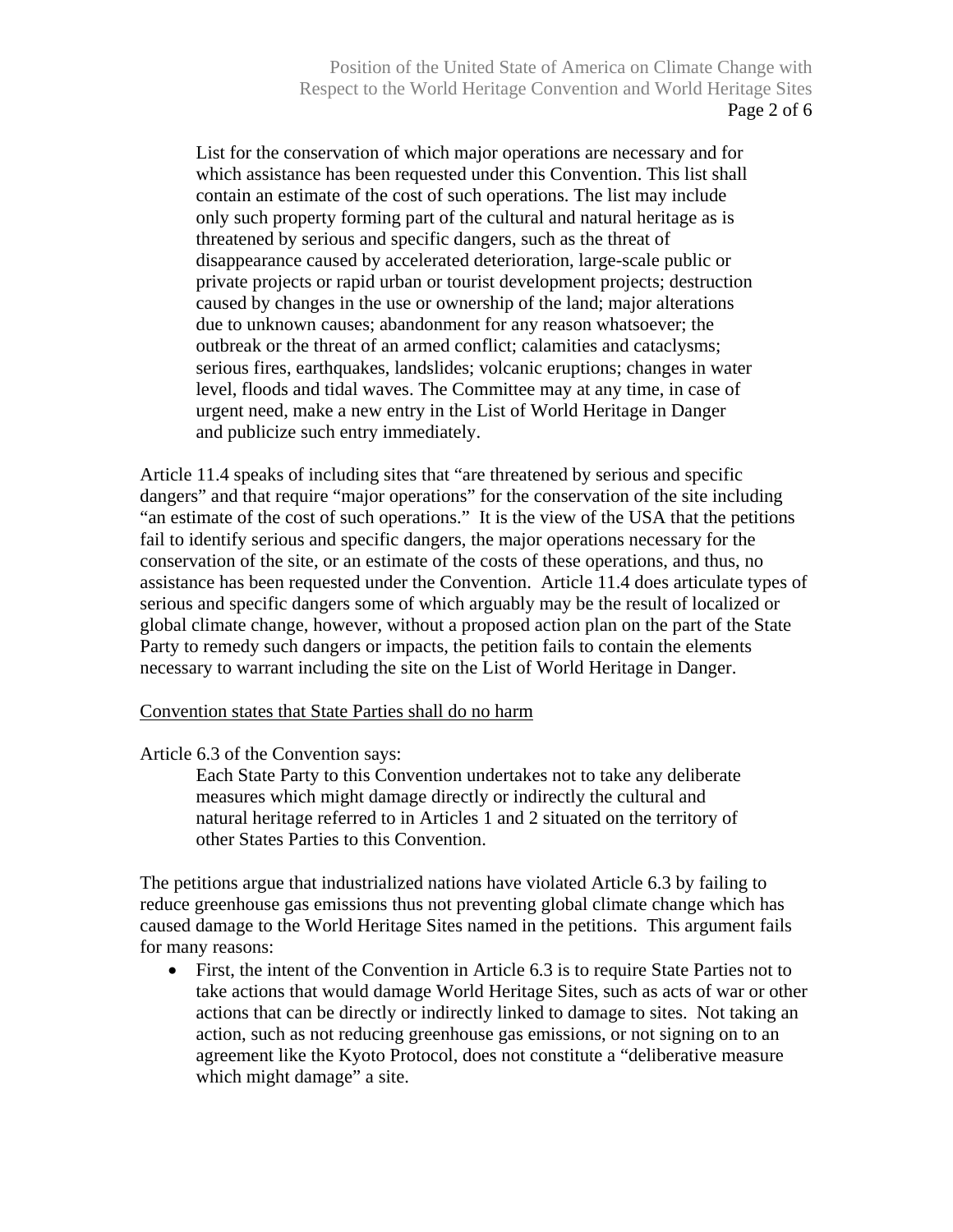> List for the conservation of which major operations are necessary and for which assistance has been requested under this Convention. This list shall contain an estimate of the cost of such operations. The list may include only such property forming part of the cultural and natural heritage as is threatened by serious and specific dangers, such as the threat of disappearance caused by accelerated deterioration, large-scale public or private projects or rapid urban or tourist development projects; destruction caused by changes in the use or ownership of the land; major alterations due to unknown causes; abandonment for any reason whatsoever; the outbreak or the threat of an armed conflict; calamities and cataclysms; serious fires, earthquakes, landslides; volcanic eruptions; changes in water level, floods and tidal waves. The Committee may at any time, in case of urgent need, make a new entry in the List of World Heritage in Danger and publicize such entry immediately.

Article 11.4 speaks of including sites that "are threatened by serious and specific dangers" and that require "major operations" for the conservation of the site including "an estimate of the cost of such operations." It is the view of the USA that the petitions fail to identify serious and specific dangers, the major operations necessary for the conservation of the site, or an estimate of the costs of these operations, and thus, no assistance has been requested under the Convention. Article 11.4 does articulate types of serious and specific dangers some of which arguably may be the result of localized or global climate change, however, without a proposed action plan on the part of the State Party to remedy such dangers or impacts, the petition fails to contain the elements necessary to warrant including the site on the List of World Heritage in Danger.

<u>Convention states that State Parties shall do no harm</u>

Article 6.3 of the Convention says:

> Each State Party to this Convention undertakes not to take any deliberate measures which might damage directly or indirectly the cultural and natural heritage referred to in Articles 1 and 2 situated on the territory of other States Parties to this Convention.

The petitions argue that industrialized nations have violated Article 6.3 by failing to reduce greenhouse gas emissions thus not preventing global climate change which has caused damage to the World Heritage Sites named in the petitions. This argument fails for many reasons:

- First, the intent of the Convention in Article 6.3 is to require State Parties not to take actions that would damage World Heritage Sites, such as acts of war or other actions that can be directly or indirectly linked to damage to sites. Not taking an action, such as not reducing greenhouse gas emissions, or not signing on to an agreement like the Kyoto Protocol, does not constitute a "deliberative measure which might damage" a site.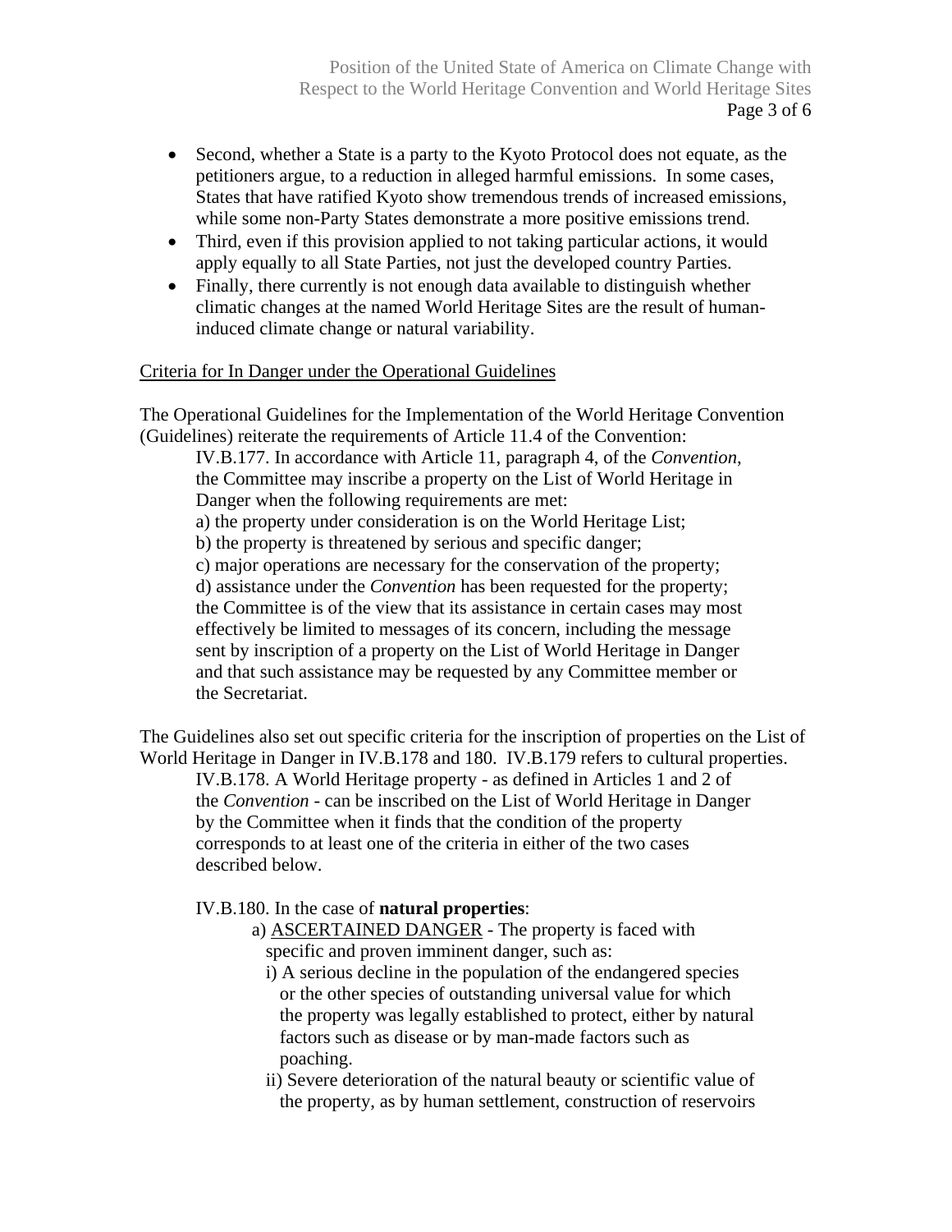- Second, whether a State is a party to the Kyoto Protocol does not equate, as the petitioners argue, to a reduction in alleged harmful emissions. In some cases, States that have ratified Kyoto show tremendous trends of increased emissions, while some non-Party States demonstrate a more positive emissions trend.
- Third, even if this provision applied to not taking particular actions, it would apply equally to all State Parties, not just the developed country Parties.
- Finally, there currently is not enough data available to distinguish whether climatic changes at the named World Heritage Sites are the result of human-induced climate change or natural variability.

Criteria for In Danger under the Operational Guidelines

The Operational Guidelines for the Implementation of the World Heritage Convention (Guidelines) reiterate the requirements of Article 11.4 of the Convention:

> IV.B.177. In accordance with Article 11, paragraph 4, of the *Convention*, the Committee may inscribe a property on the List of World Heritage in Danger when the following requirements are met:
> a) the property under consideration is on the World Heritage List;
> b) the property is threatened by serious and specific danger;
> c) major operations are necessary for the conservation of the property;
> d) assistance under the *Convention* has been requested for the property; the Committee is of the view that its assistance in certain cases may most effectively be limited to messages of its concern, including the message sent by inscription of a property on the List of World Heritage in Danger and that such assistance may be requested by any Committee member or the Secretariat.

The Guidelines also set out specific criteria for the inscription of properties on the List of World Heritage in Danger in IV.B.178 and 180. IV.B.179 refers to cultural properties.

> IV.B.178. A World Heritage property - as defined in Articles 1 and 2 of the *Convention* - can be inscribed on the List of World Heritage in Danger by the Committee when it finds that the condition of the property corresponds to at least one of the criteria in either of the two cases described below.
>
> IV.B.180. In the case of **natural properties**:
>
> a) ASCERTAINED DANGER - The property is faced with specific and proven imminent danger, such as:
>
> i) A serious decline in the population of the endangered species or the other species of outstanding universal value for which the property was legally established to protect, either by natural factors such as disease or by man-made factors such as poaching.
>
> ii) Severe deterioration of the natural beauty or scientific value of the property, as by human settlement, construction of reservoirs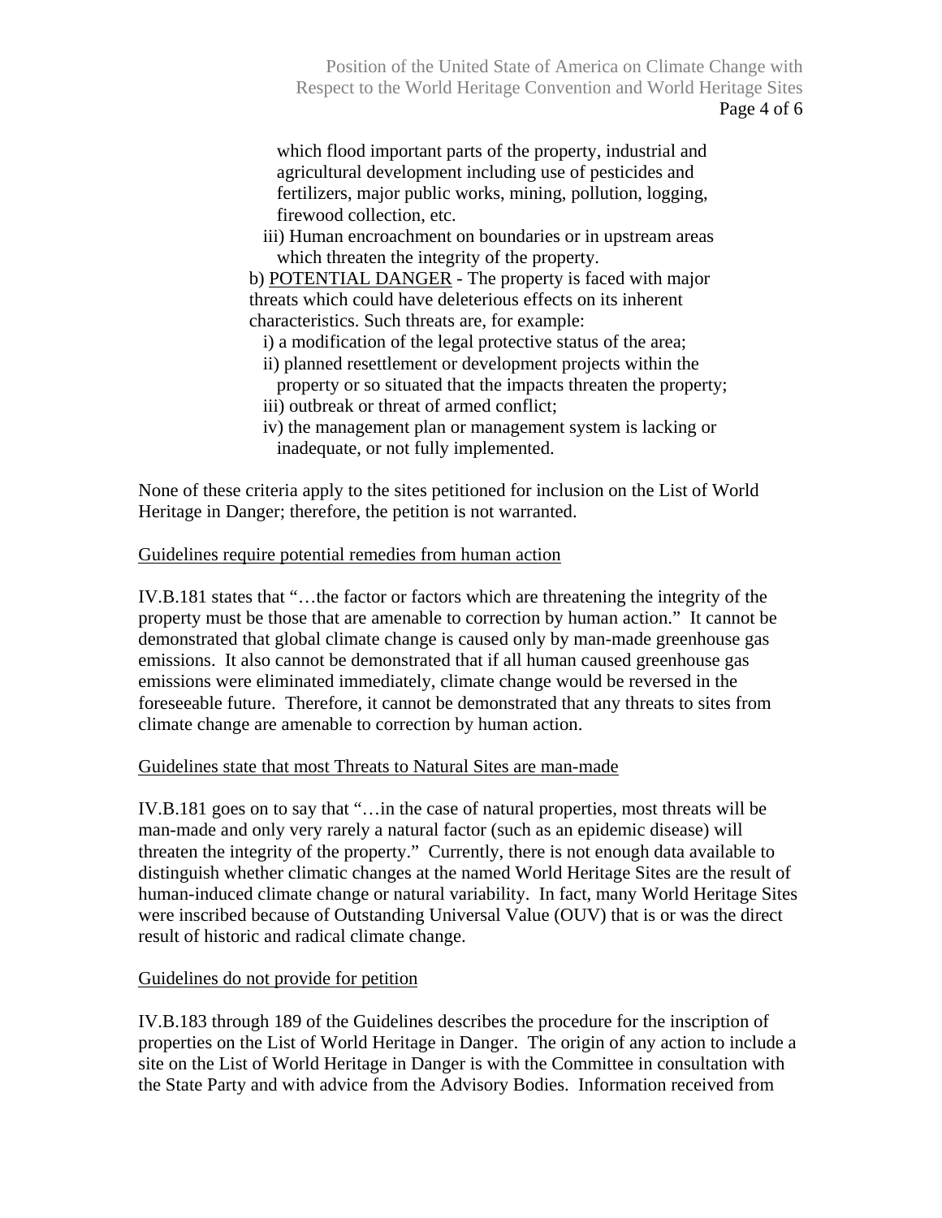which flood important parts of the property, industrial and agricultural development including use of pesticides and fertilizers, major public works, mining, pollution, logging, firewood collection, etc.

iii) Human encroachment on boundaries or in upstream areas which threaten the integrity of the property.

b) <u>POTENTIAL DANGER</u> - The property is faced with major threats which could have deleterious effects on its inherent characteristics. Such threats are, for example:

i) a modification of the legal protective status of the area;

ii) planned resettlement or development projects within the property or so situated that the impacts threaten the property;

iii) outbreak or threat of armed conflict;

iv) the management plan or management system is lacking or inadequate, or not fully implemented.

None of these criteria apply to the sites petitioned for inclusion on the List of World Heritage in Danger; therefore, the petition is not warranted.

<u>Guidelines require potential remedies from human action</u>

IV.B.181 states that "…the factor or factors which are threatening the integrity of the property must be those that are amenable to correction by human action." It cannot be demonstrated that global climate change is caused only by man-made greenhouse gas emissions. It also cannot be demonstrated that if all human caused greenhouse gas emissions were eliminated immediately, climate change would be reversed in the foreseeable future. Therefore, it cannot be demonstrated that any threats to sites from climate change are amenable to correction by human action.

<u>Guidelines state that most Threats to Natural Sites are man-made</u>

IV.B.181 goes on to say that "…in the case of natural properties, most threats will be man-made and only very rarely a natural factor (such as an epidemic disease) will threaten the integrity of the property." Currently, there is not enough data available to distinguish whether climatic changes at the named World Heritage Sites are the result of human-induced climate change or natural variability. In fact, many World Heritage Sites were inscribed because of Outstanding Universal Value (OUV) that is or was the direct result of historic and radical climate change.

<u>Guidelines do not provide for petition</u>

IV.B.183 through 189 of the Guidelines describes the procedure for the inscription of properties on the List of World Heritage in Danger. The origin of any action to include a site on the List of World Heritage in Danger is with the Committee in consultation with the State Party and with advice from the Advisory Bodies. Information received from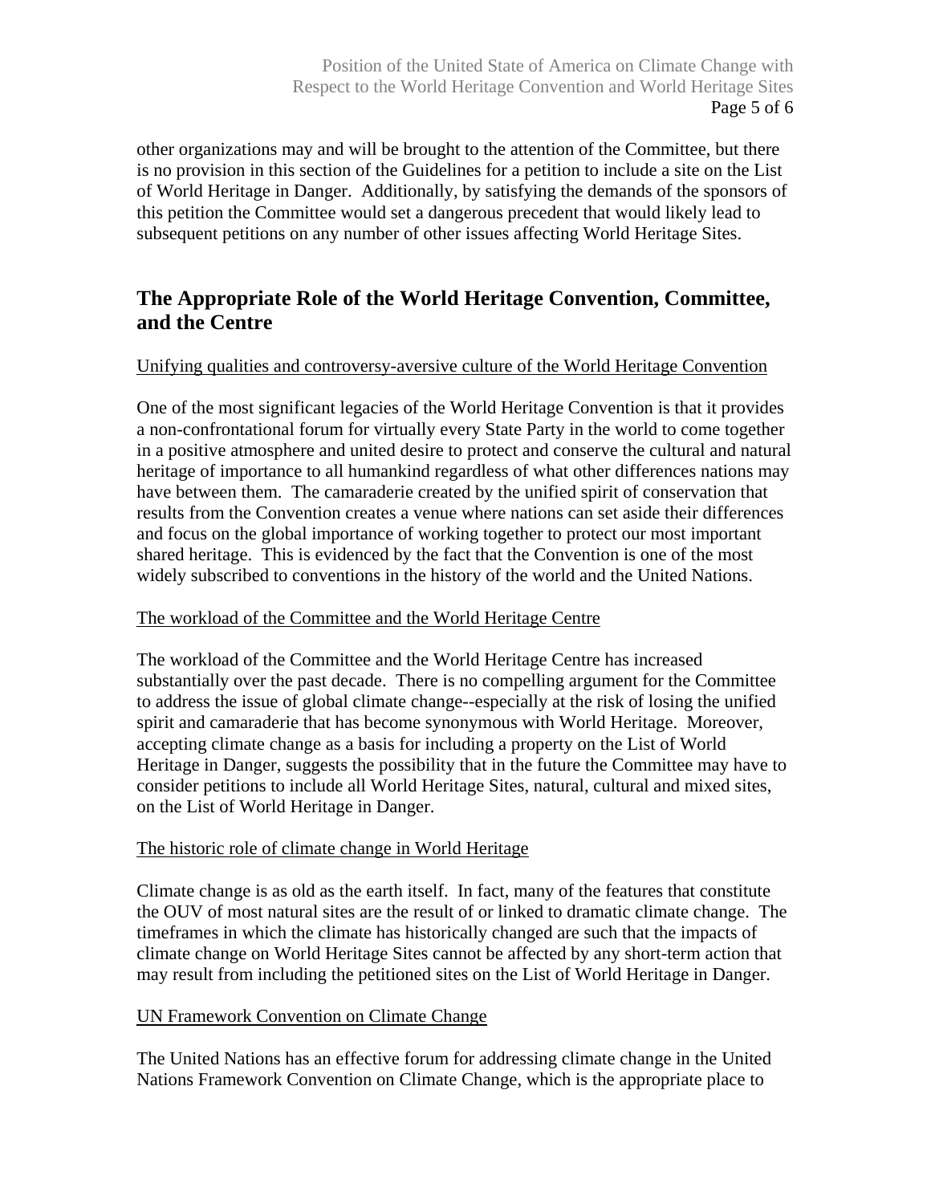other organizations may and will be brought to the attention of the Committee, but there is no provision in this section of the Guidelines for a petition to include a site on the List of World Heritage in Danger. Additionally, by satisfying the demands of the sponsors of this petition the Committee would set a dangerous precedent that would likely lead to subsequent petitions on any number of other issues affecting World Heritage Sites.

## The Appropriate Role of the World Heritage Convention, Committee, and the Centre

<u>Unifying qualities and controversy-aversive culture of the World Heritage Convention</u>

One of the most significant legacies of the World Heritage Convention is that it provides a non-confrontational forum for virtually every State Party in the world to come together in a positive atmosphere and united desire to protect and conserve the cultural and natural heritage of importance to all humankind regardless of what other differences nations may have between them. The camaraderie created by the unified spirit of conservation that results from the Convention creates a venue where nations can set aside their differences and focus on the global importance of working together to protect our most important shared heritage. This is evidenced by the fact that the Convention is one of the most widely subscribed to conventions in the history of the world and the United Nations.

<u>The workload of the Committee and the World Heritage Centre</u>

The workload of the Committee and the World Heritage Centre has increased substantially over the past decade. There is no compelling argument for the Committee to address the issue of global climate change--especially at the risk of losing the unified spirit and camaraderie that has become synonymous with World Heritage. Moreover, accepting climate change as a basis for including a property on the List of World Heritage in Danger, suggests the possibility that in the future the Committee may have to consider petitions to include all World Heritage Sites, natural, cultural and mixed sites, on the List of World Heritage in Danger.

<u>The historic role of climate change in World Heritage</u>

Climate change is as old as the earth itself. In fact, many of the features that constitute the OUV of most natural sites are the result of or linked to dramatic climate change. The timeframes in which the climate has historically changed are such that the impacts of climate change on World Heritage Sites cannot be affected by any short-term action that may result from including the petitioned sites on the List of World Heritage in Danger.

<u>UN Framework Convention on Climate Change</u>

The United Nations has an effective forum for addressing climate change in the United Nations Framework Convention on Climate Change, which is the appropriate place to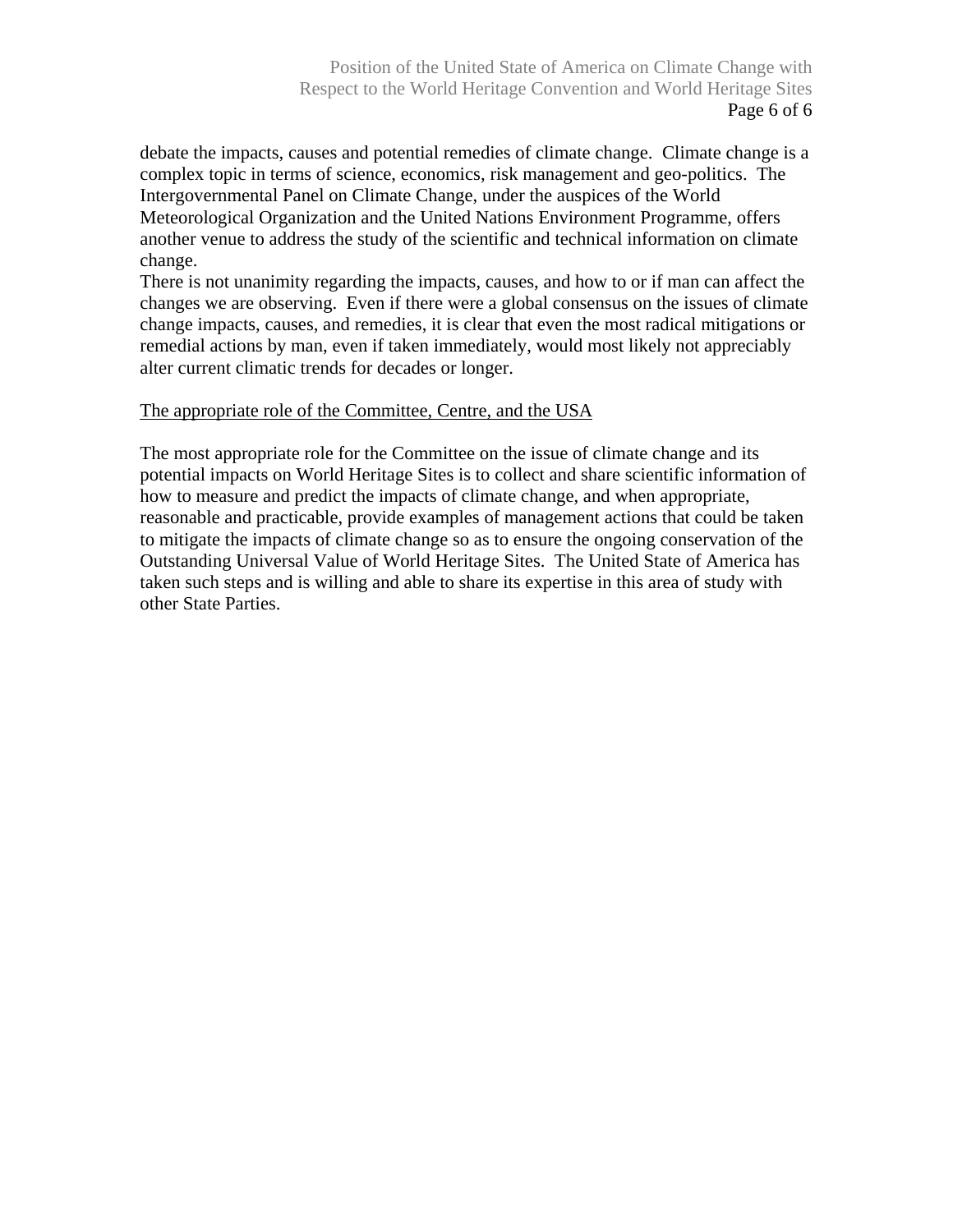debate the impacts, causes and potential remedies of climate change. Climate change is a complex topic in terms of science, economics, risk management and geo-politics. The Intergovernmental Panel on Climate Change, under the auspices of the World Meteorological Organization and the United Nations Environment Programme, offers another venue to address the study of the scientific and technical information on climate change.

There is not unanimity regarding the impacts, causes, and how to or if man can affect the changes we are observing. Even if there were a global consensus on the issues of climate change impacts, causes, and remedies, it is clear that even the most radical mitigations or remedial actions by man, even if taken immediately, would most likely not appreciably alter current climatic trends for decades or longer.

<u>The appropriate role of the Committee, Centre, and the USA</u>

The most appropriate role for the Committee on the issue of climate change and its potential impacts on World Heritage Sites is to collect and share scientific information of how to measure and predict the impacts of climate change, and when appropriate, reasonable and practicable, provide examples of management actions that could be taken to mitigate the impacts of climate change so as to ensure the ongoing conservation of the Outstanding Universal Value of World Heritage Sites. The United State of America has taken such steps and is willing and able to share its expertise in this area of study with other State Parties.